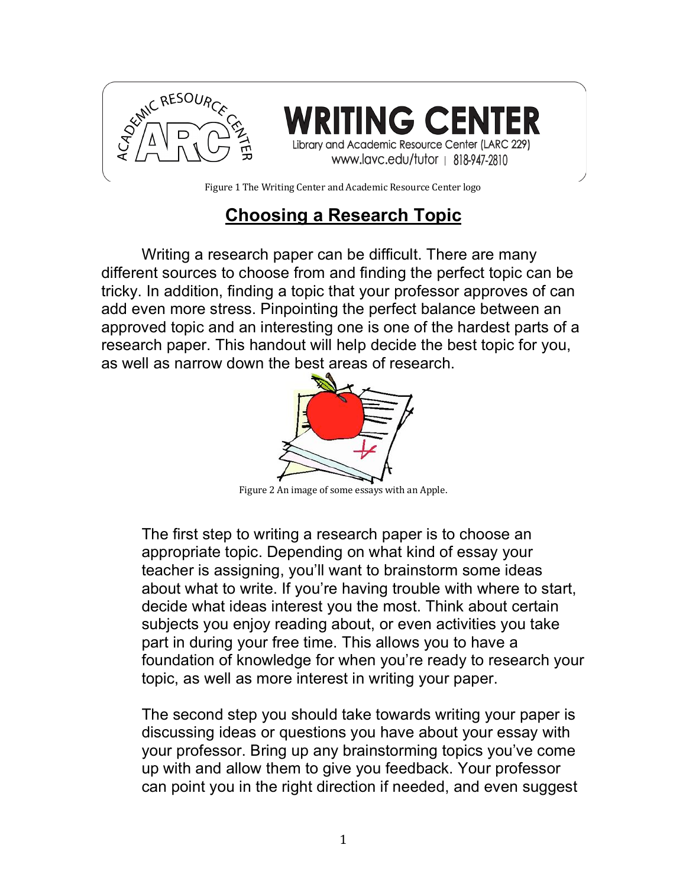WRITING CENTER

Library and Academic Resource Center (LARC 229)

www.lavc.edu/tutor | 818-947-2810

Figure 1 The Writing Center and Academic Resource Center logo

# Choosing a Research Topic

Writing a research paper can be difficult. There are many different sources to choose from and finding the perfect topic can be tricky. In addition, finding a topic that your professor approves of can add even more stress. Pinpointing the perfect balance between an approved topic and an interesting one is one of the hardest parts of a research paper. This handout will help decide the best topic for you, as well as narrow down the best areas of research.

Figure 2 An image of some essays with an Apple.

The first step to writing a research paper is to choose an appropriate topic. Depending on what kind of essay your teacher is assigning, you'll want to brainstorm some ideas about what to write. If you're having trouble with where to start, decide what ideas interest you the most. Think about certain subjects you enjoy reading about, or even activities you take part in during your free time. This allows you to have a foundation of knowledge for when you're ready to research your topic, as well as more interest in writing your paper.

The second step you should take towards writing your paper is discussing ideas or questions you have about your essay with your professor. Bring up any brainstorming topics you've come up with and allow them to give you feedback. Your professor can point you in the right direction if needed, and even suggest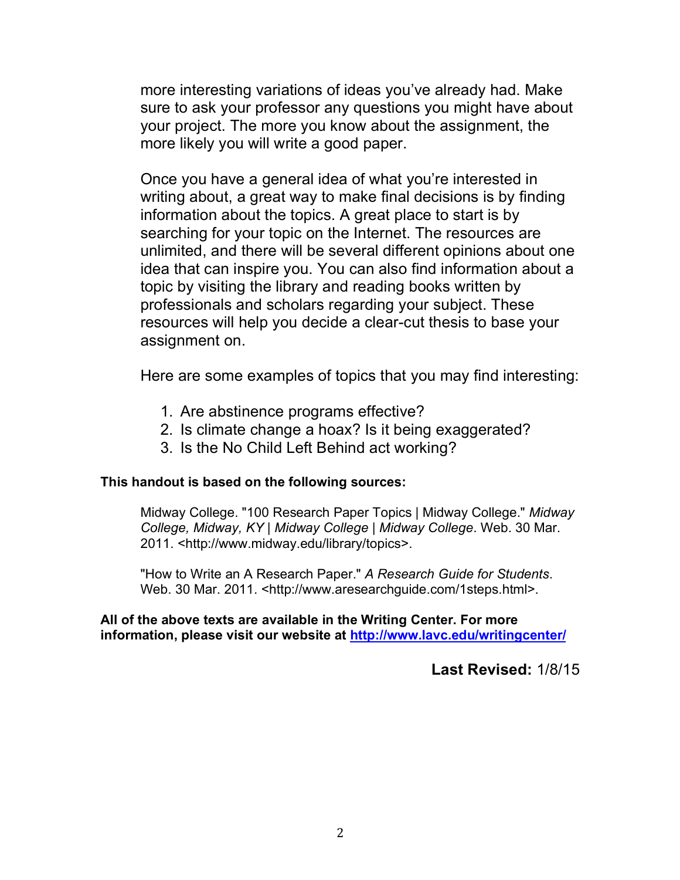more interesting variations of ideas you've already had. Make sure to ask your professor any questions you might have about your project. The more you know about the assignment, the more likely you will write a good paper.

Once you have a general idea of what you're interested in writing about, a great way to make final decisions is by finding information about the topics. A great place to start is by searching for your topic on the Internet. The resources are unlimited, and there will be several different opinions about one idea that can inspire you. You can also find information about a topic by visiting the library and reading books written by professionals and scholars regarding your subject. These resources will help you decide a clear-cut thesis to base your assignment on.

Here are some examples of topics that you may find interesting:

1. Are abstinence programs effective?
2. Is climate change a hoax? Is it being exaggerated?
3. Is the No Child Left Behind act working?

**This handout is based on the following sources:**

Midway College. "100 Research Paper Topics | Midway College." *Midway College, Midway, KY | Midway College | Midway College*. Web. 30 Mar. 2011. <http://www.midway.edu/library/topics>.

"How to Write an A Research Paper." *A Research Guide for Students*. Web. 30 Mar. 2011. <http://www.aresearchguide.com/1steps.html>.

**All of the above texts are available in the Writing Center. For more information, please visit our website at [http://www.lavc.edu/writingcenter/](http://www.lavc.edu/writingcenter/)**

**Last Revised:** 1/8/15